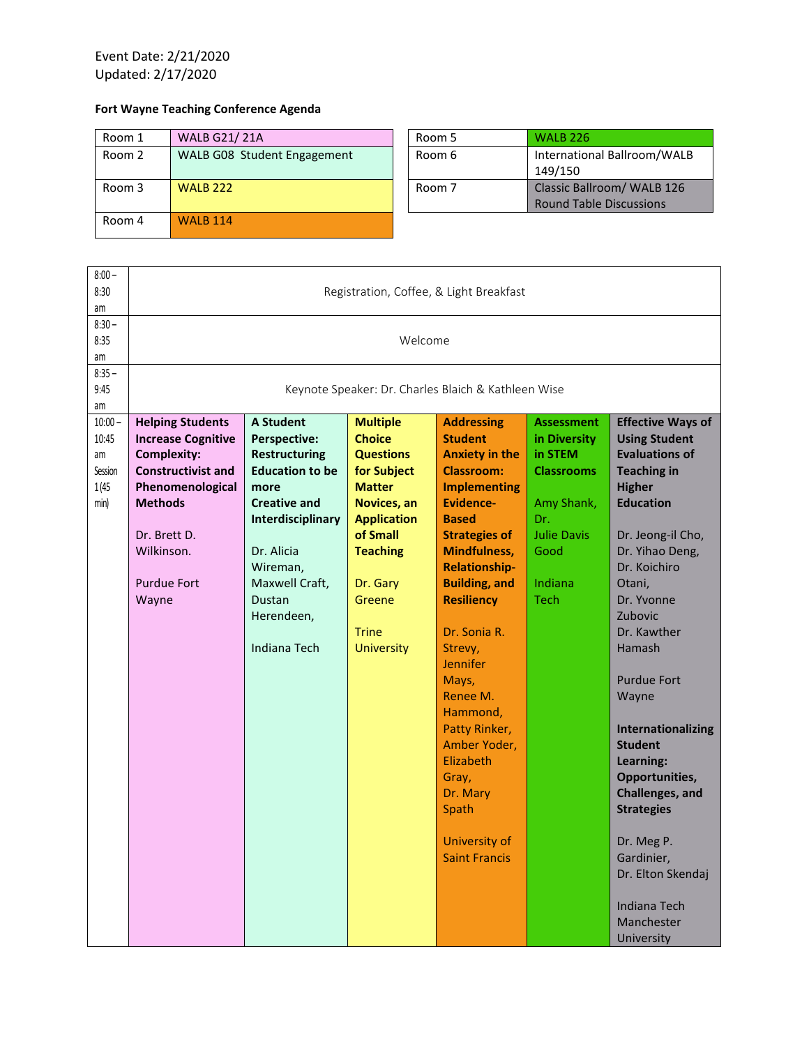Event Date: 2/21/2020
Updated: 2/17/2020

**Fort Wayne Teaching Conference Agenda**

| Room | Location |
|---|---|
| Room 1 | WALB G21/ 21A |
| Room 2 | WALB G08 Student Engagement |
| Room 3 | WALB 222 |
| Room 4 | WALB 114 |
| Room 5 | WALB 226 |
| Room 6 | International Ballroom/WALB 149/150 |
| Room 7 | Classic Ballroom/ WALB 126 Round Table Discussions |

| Time | Room 1 | Room 2 | Room 3 | Room 4 | Room 5 | Room 7 |
|---|---|---|---|---|---|---|
| 8:00 – 8:30 am | Registration, Coffee, & Light Breakfast | | | | | |
| 8:30 – 8:35 am | Welcome | | | | | |
| 8:35 – 9:45 am | Keynote Speaker: Dr. Charles Blaich & Kathleen Wise | | | | | |
| 10:00 – 10:45 am Session 1 (45 min) | **Helping Students Increase Cognitive Complexity: Constructivist and Phenomenological Methods**<br><br>Dr. Brett D. Wilkinson.<br><br>Purdue Fort Wayne | **A Student Perspective: Restructuring Education to be more Creative and Interdisciplinary**<br><br>Dr. Alicia Wireman, Maxwell Craft, Dustan Herendeen,<br><br>Indiana Tech | **Multiple Choice Questions for Subject Matter Novices, an Application of Small Teaching**<br><br>Dr. Gary Greene<br><br>Trine University | **Addressing Student Anxiety in the Classroom: Implementing Evidence-Based Strategies of Mindfulness, Relationship-Building, and Resiliency**<br><br>Dr. Sonia R. Strevy, Jennifer Mays, Renee M. Hammond, Patty Rinker, Amber Yoder, Elizabeth Gray, Dr. Mary Spath<br><br>University of Saint Francis | **Assessment in Diversity in STEM Classrooms**<br><br>Amy Shank, Dr. Julie Davis Good<br><br>Indiana Tech | **Effective Ways of Using Student Evaluations of Teaching in Higher Education**<br><br>Dr. Jeong-il Cho, Dr. Yihao Deng, Dr. Koichiro Otani, Dr. Yvonne Zubovic Dr. Kawther Hamash<br><br>Purdue Fort Wayne<br><br>**Internationalizing Student Learning: Opportunities, Challenges, and Strategies**<br><br>Dr. Meg P. Gardinier, Dr. Elton Skendaj<br><br>Indiana Tech Manchester University |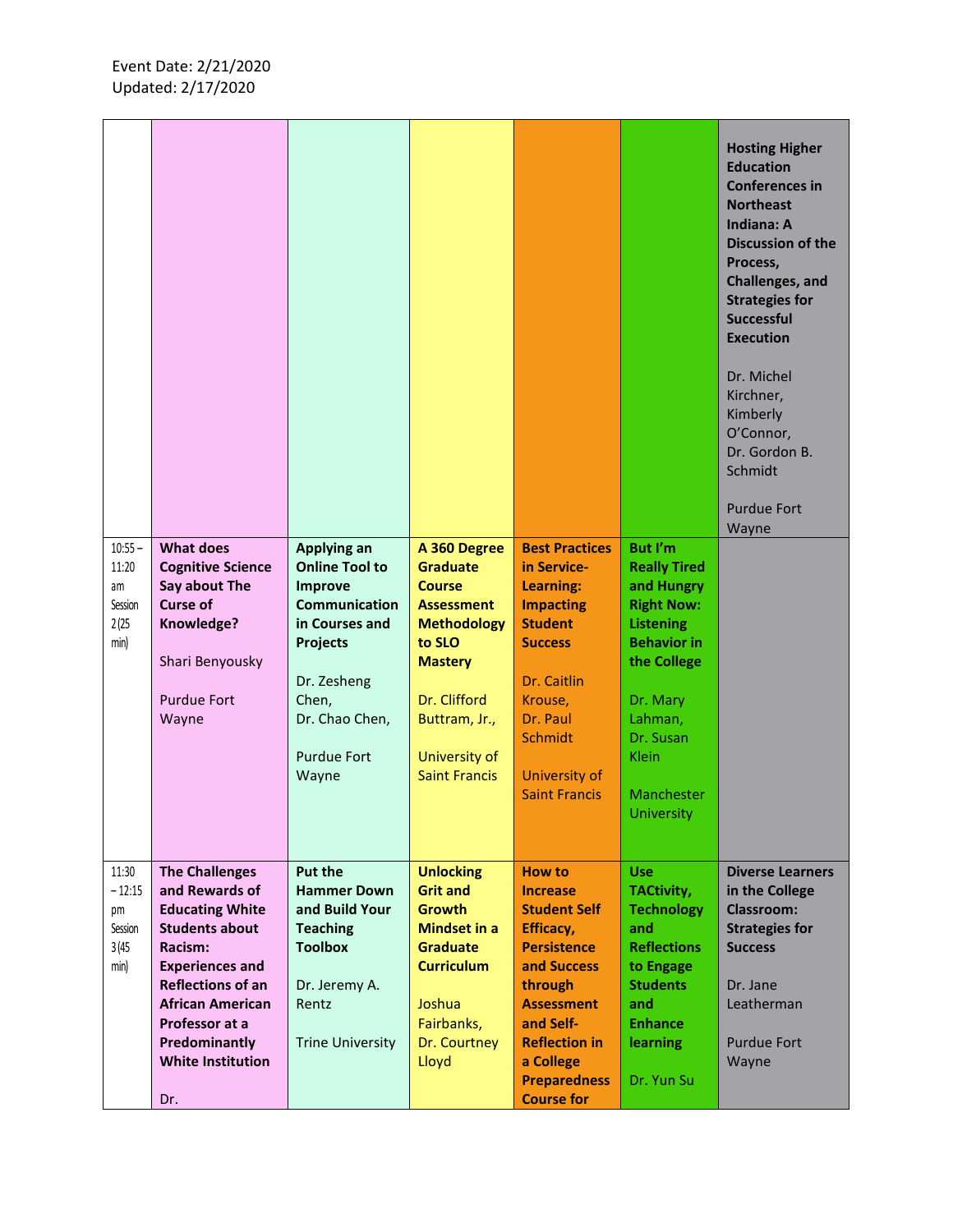Event Date: 2/21/2020
Updated: 2/17/2020

| | | | | | | |
|---|---|---|---|---|---|---|
| | | | | | | **Hosting Higher Education Conferences in Northeast Indiana: A Discussion of the Process, Challenges, and Strategies for Successful Execution**<br><br>Dr. Michel Kirchner, Kimberly O'Connor, Dr. Gordon B. Schmidt<br><br>Purdue Fort Wayne |
| 10:55 – 11:20 am Session 2 (25 min) | **What does Cognitive Science Say about The Curse of Knowledge?**<br><br>Shari Benyousky<br><br>Purdue Fort Wayne | **Applying an Online Tool to Improve Communication in Courses and Projects**<br><br>Dr. Zesheng Chen, Dr. Chao Chen,<br><br>Purdue Fort Wayne | **A 360 Degree Graduate Course Assessment Methodology to SLO Mastery**<br><br>Dr. Clifford Buttram, Jr.,<br><br>University of Saint Francis | **Best Practices in Service-Learning: Impacting Student Success**<br><br>Dr. Caitlin Krouse, Dr. Paul Schmidt<br><br>University of Saint Francis | **But I'm Really Tired and Hungry Right Now: Listening Behavior in the College**<br><br>Dr. Mary Lahman, Dr. Susan Klein<br><br>Manchester University | |
| 11:30 – 12:15 pm Session 3 (45 min) | **The Challenges and Rewards of Educating White Students about Racism: Experiences and Reflections of an African American Professor at a Predominantly White Institution**<br><br>Dr. | **Put the Hammer Down and Build Your Teaching Toolbox**<br><br>Dr. Jeremy A. Rentz<br><br>Trine University | **Unlocking Grit and Growth Mindset in a Graduate Curriculum**<br><br>Joshua Fairbanks, Dr. Courtney Lloyd | **How to Increase Student Self Efficacy, Persistence and Success through Assessment and Self-Reflection in a College Preparedness Course for** | **Use TACtivity, Technology and Reflections to Engage Students and Enhance learning**<br><br>Dr. Yun Su | **Diverse Learners in the College Classroom: Strategies for Success**<br><br>Dr. Jane Leatherman<br><br>Purdue Fort Wayne |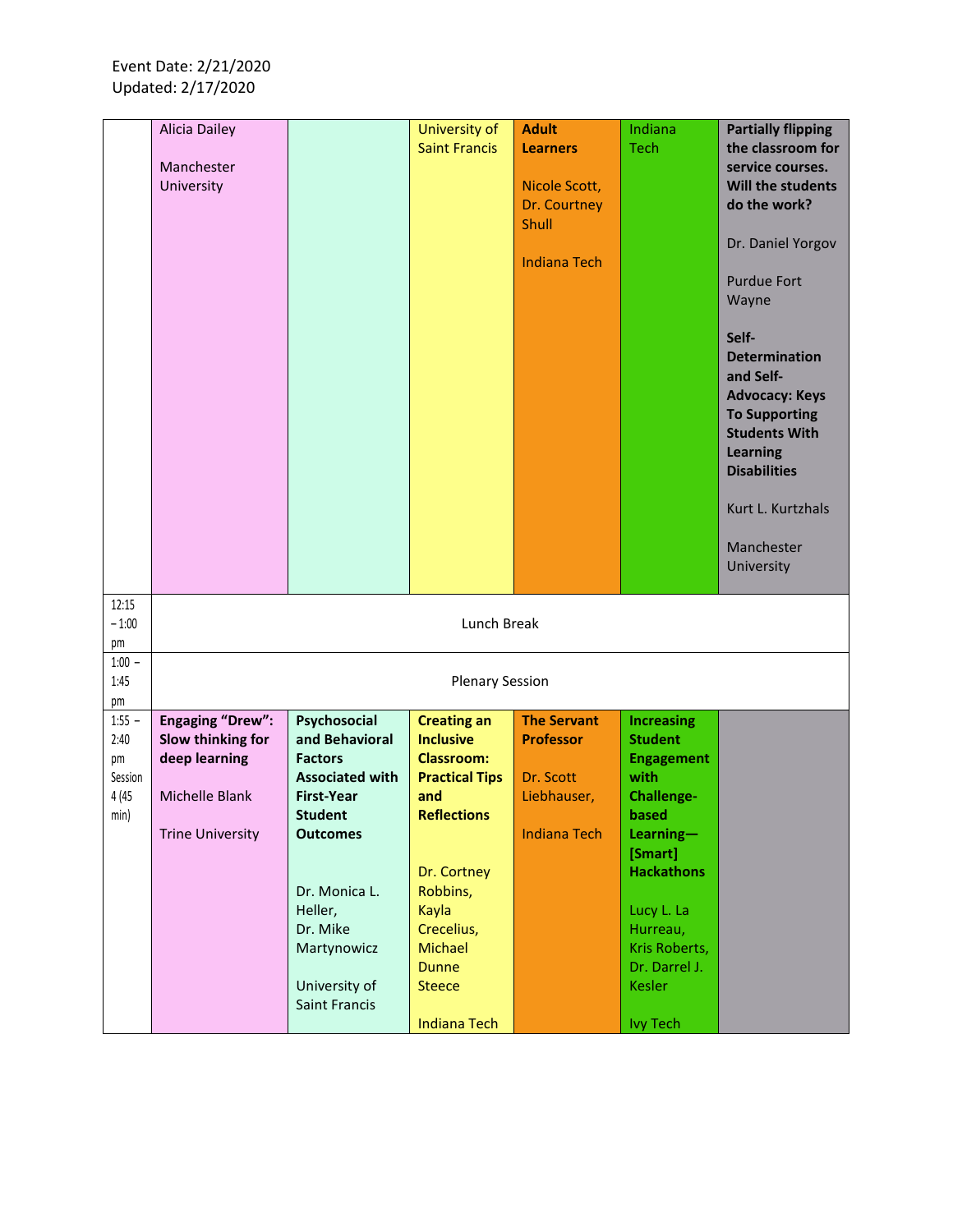Event Date: 2/21/2020
Updated: 2/17/2020

| | | | | | | |
|---|---|---|---|---|---|---|
| | Alicia Dailey<br><br>Manchester University | | University of Saint Francis | **Adult Learners**<br><br>Nicole Scott, Dr. Courtney Shull<br><br>Indiana Tech | Indiana Tech | **Partially flipping the classroom for service courses. Will the students do the work?**<br><br>Dr. Daniel Yorgov<br><br>Purdue Fort Wayne<br><br>**Self-Determination and Self-Advocacy: Keys To Supporting Students With Learning Disabilities**<br><br>Kurt L. Kurtzhals<br><br>Manchester University |
| 12:15 – 1:00 pm | Lunch Break | | | | | |
| 1:00 – 1:45 pm | Plenary Session | | | | | |
| 1:55 – 2:40 pm Session 4 (45 min) | **Engaging "Drew": Slow thinking for deep learning**<br><br>Michelle Blank<br><br>Trine University | **Psychosocial and Behavioral Factors Associated with First-Year Student Outcomes**<br><br>Dr. Monica L. Heller, Dr. Mike Martynowicz<br><br>University of Saint Francis | **Creating an Inclusive Classroom: Practical Tips and Reflections**<br><br>Dr. Cortney Robbins, Kayla Crecelius, Michael Dunne Steece<br><br>Indiana Tech | **The Servant Professor**<br><br>Dr. Scott Liebhauser,<br><br>Indiana Tech | **Increasing Student Engagement with Challenge-based Learning—[Smart] Hackathons**<br><br>Lucy L. La Hurreau, Kris Roberts, Dr. Darrel J. Kesler<br><br>Ivy Tech | |